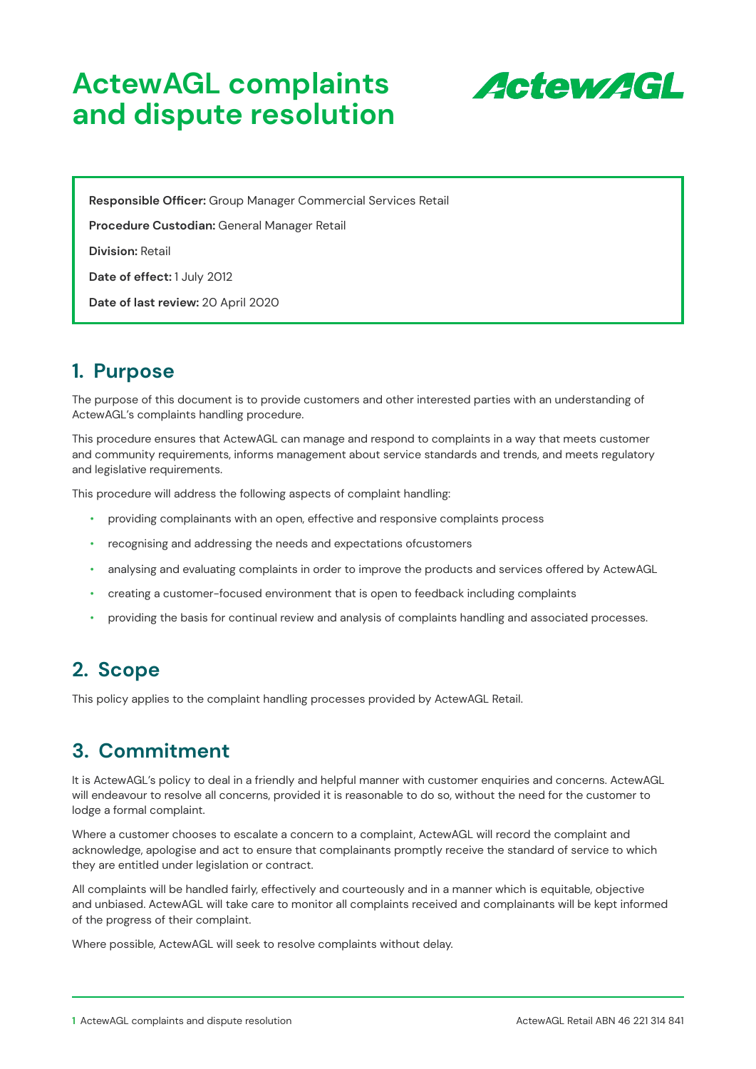# ActewAGL complaints and dispute resolution

**Responsible Officer:** Group Manager Commercial Services Retail

**Procedure Custodian:** General Manager Retail

**Division:** Retail

**Date of effect:** 1 July 2012

**Date of last review:** 20 April 2020

## 1. Purpose

The purpose of this document is to provide customers and other interested parties with an understanding of ActewAGL's complaints handling procedure.

This procedure ensures that ActewAGL can manage and respond to complaints in a way that meets customer and community requirements, informs management about service standards and trends, and meets regulatory and legislative requirements.

This procedure will address the following aspects of complaint handling:

- providing complainants with an open, effective and responsive complaints process
- recognising and addressing the needs and expectations ofcustomers
- analysing and evaluating complaints in order to improve the products and services offered by ActewAGL
- creating a customer-focused environment that is open to feedback including complaints
- providing the basis for continual review and analysis of complaints handling and associated processes.

## 2. Scope

This policy applies to the complaint handling processes provided by ActewAGL Retail.

## 3. Commitment

It is ActewAGL's policy to deal in a friendly and helpful manner with customer enquiries and concerns. ActewAGL will endeavour to resolve all concerns, provided it is reasonable to do so, without the need for the customer to lodge a formal complaint.

Where a customer chooses to escalate a concern to a complaint, ActewAGL will record the complaint and acknowledge, apologise and act to ensure that complainants promptly receive the standard of service to which they are entitled under legislation or contract.

All complaints will be handled fairly, effectively and courteously and in a manner which is equitable, objective and unbiased. ActewAGL will take care to monitor all complaints received and complainants will be kept informed of the progress of their complaint.

Where possible, ActewAGL will seek to resolve complaints without delay.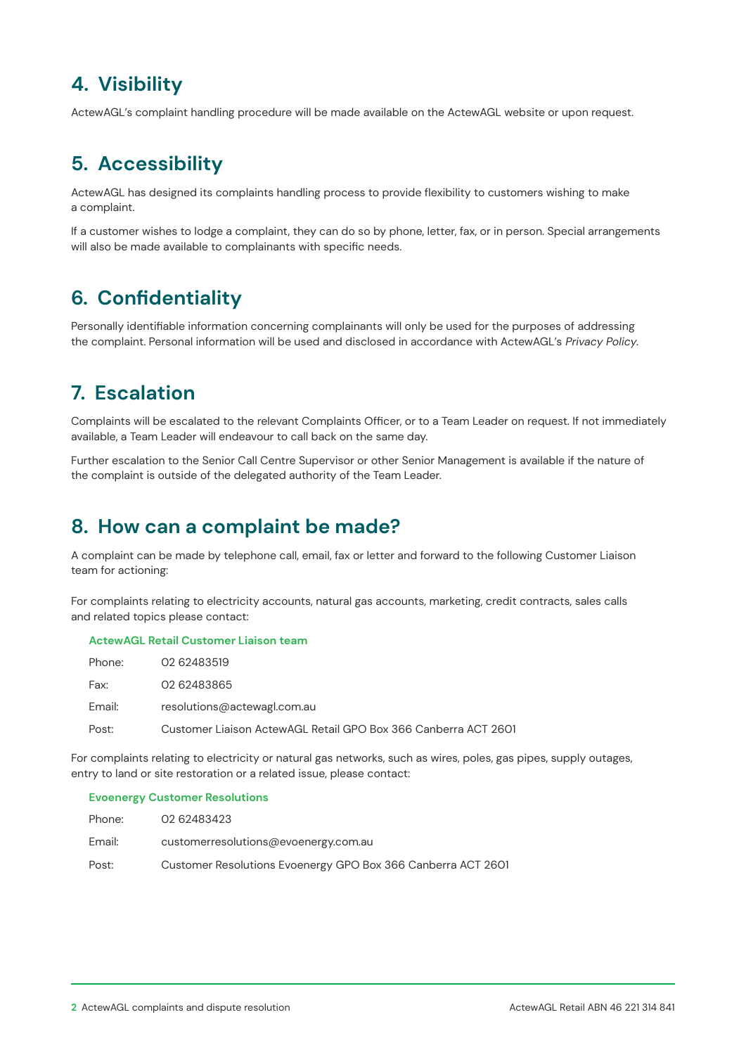## 4. Visibility

ActewAGL's complaint handling procedure will be made available on the ActewAGL website or upon request.

## 5. Accessibility

ActewAGL has designed its complaints handling process to provide flexibility to customers wishing to make a complaint.

If a customer wishes to lodge a complaint, they can do so by phone, letter, fax, or in person. Special arrangements will also be made available to complainants with specific needs.

## 6. Confidentiality

Personally identifiable information concerning complainants will only be used for the purposes of addressing the complaint. Personal information will be used and disclosed in accordance with ActewAGL's *Privacy Policy*.

## 7. Escalation

Complaints will be escalated to the relevant Complaints Officer, or to a Team Leader on request. If not immediately available, a Team Leader will endeavour to call back on the same day.

Further escalation to the Senior Call Centre Supervisor or other Senior Management is available if the nature of the complaint is outside of the delegated authority of the Team Leader.

## 8. How can a complaint be made?

A complaint can be made by telephone call, email, fax or letter and forward to the following Customer Liaison team for actioning:

For complaints relating to electricity accounts, natural gas accounts, marketing, credit contracts, sales calls and related topics please contact:

**ActewAGL Retail Customer Liaison team**

| | |
|---|---|
| Phone: | 02 62483519 |
| Fax: | 02 62483865 |
| Email: | resolutions@actewagl.com.au |
| Post: | Customer Liaison ActewAGL Retail GPO Box 366 Canberra ACT 2601 |

For complaints relating to electricity or natural gas networks, such as wires, poles, gas pipes, supply outages, entry to land or site restoration or a related issue, please contact:

**Evoenergy Customer Resolutions**

| | |
|---|---|
| Phone: | 02 62483423 |
| Email: | customerresolutions@evoenergy.com.au |
| Post: | Customer Resolutions Evoenergy GPO Box 366 Canberra ACT 2601 |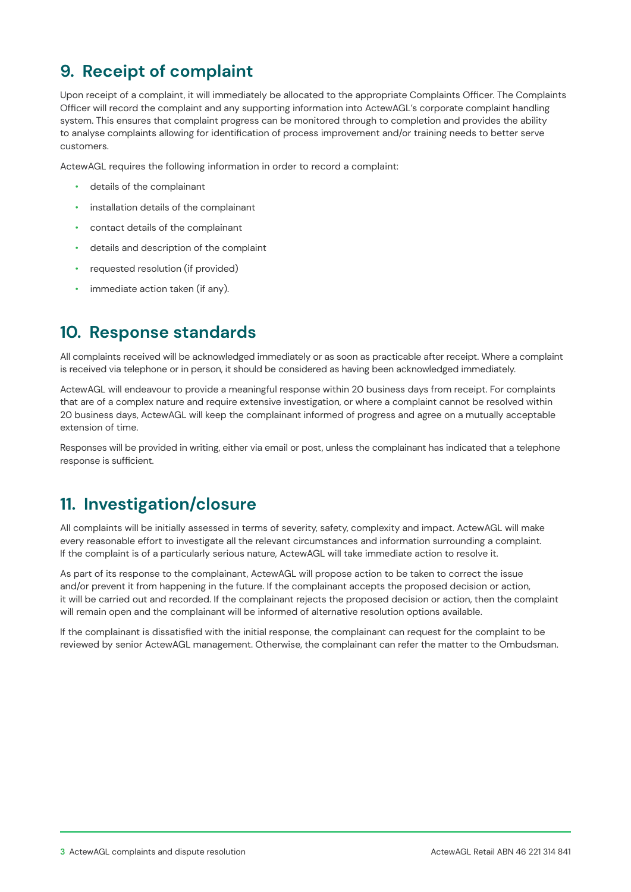## 9. Receipt of complaint

Upon receipt of a complaint, it will immediately be allocated to the appropriate Complaints Officer. The Complaints Officer will record the complaint and any supporting information into ActewAGL's corporate complaint handling system. This ensures that complaint progress can be monitored through to completion and provides the ability to analyse complaints allowing for identification of process improvement and/or training needs to better serve customers.

ActewAGL requires the following information in order to record a complaint:

- details of the complainant
- installation details of the complainant
- contact details of the complainant
- details and description of the complaint
- requested resolution (if provided)
- immediate action taken (if any).

## 10. Response standards

All complaints received will be acknowledged immediately or as soon as practicable after receipt. Where a complaint is received via telephone or in person, it should be considered as having been acknowledged immediately.

ActewAGL will endeavour to provide a meaningful response within 20 business days from receipt. For complaints that are of a complex nature and require extensive investigation, or where a complaint cannot be resolved within 20 business days, ActewAGL will keep the complainant informed of progress and agree on a mutually acceptable extension of time.

Responses will be provided in writing, either via email or post, unless the complainant has indicated that a telephone response is sufficient.

## 11. Investigation/closure

All complaints will be initially assessed in terms of severity, safety, complexity and impact. ActewAGL will make every reasonable effort to investigate all the relevant circumstances and information surrounding a complaint. If the complaint is of a particularly serious nature, ActewAGL will take immediate action to resolve it.

As part of its response to the complainant, ActewAGL will propose action to be taken to correct the issue and/or prevent it from happening in the future. If the complainant accepts the proposed decision or action, it will be carried out and recorded. If the complainant rejects the proposed decision or action, then the complaint will remain open and the complainant will be informed of alternative resolution options available.

If the complainant is dissatisfied with the initial response, the complainant can request for the complaint to be reviewed by senior ActewAGL management. Otherwise, the complainant can refer the matter to the Ombudsman.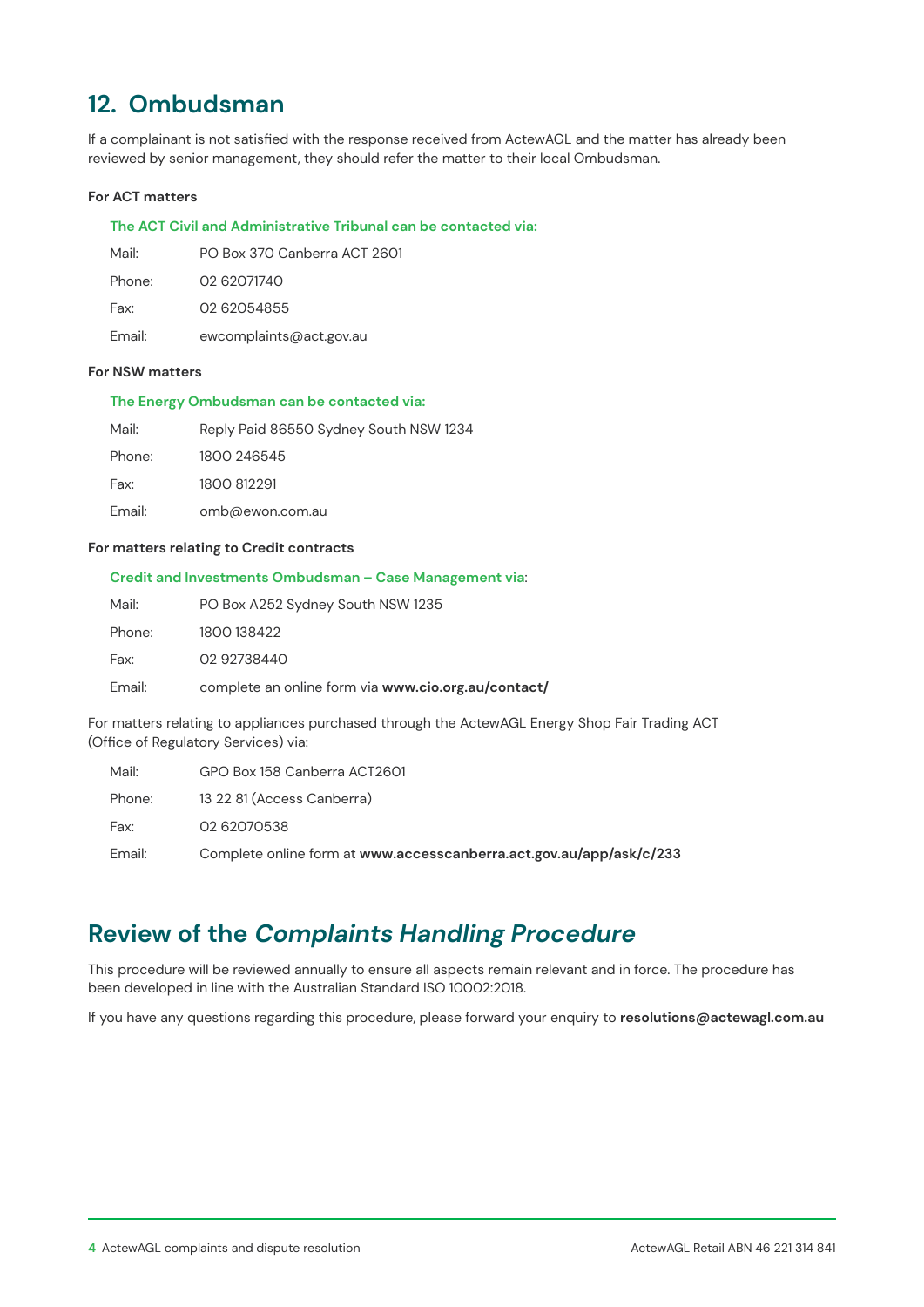## 12. Ombudsman

If a complainant is not satisfied with the response received from ActewAGL and the matter has already been reviewed by senior management, they should refer the matter to their local Ombudsman.

**For ACT matters**

**The ACT Civil and Administrative Tribunal can be contacted via:**

| | |
|---|---|
| Mail: | PO Box 370 Canberra ACT 2601 |
| Phone: | 02 62071740 |
| Fax: | 02 62054855 |
| Email: | ewcomplaints@act.gov.au |

**For NSW matters**

**The Energy Ombudsman can be contacted via:**

| | |
|---|---|
| Mail: | Reply Paid 86550 Sydney South NSW 1234 |
| Phone: | 1800 246545 |
| Fax: | 1800 812291 |
| Email: | omb@ewon.com.au |

**For matters relating to Credit contracts**

**Credit and Investments Ombudsman – Case Management via**:

| | |
|---|---|
| Mail: | PO Box A252 Sydney South NSW 1235 |
| Phone: | 1800 138422 |
| Fax: | 02 92738440 |
| Email: | complete an online form via **www.cio.org.au/contact/** |

For matters relating to appliances purchased through the ActewAGL Energy Shop Fair Trading ACT (Office of Regulatory Services) via:

| | |
|---|---|
| Mail: | GPO Box 158 Canberra ACT2601 |
| Phone: | 13 22 81 (Access Canberra) |
| Fax: | 02 62070538 |
| Email: | Complete online form at **www.accesscanberra.act.gov.au/app/ask/c/233** |

## Review of the *Complaints Handling Procedure*

This procedure will be reviewed annually to ensure all aspects remain relevant and in force. The procedure has been developed in line with the Australian Standard ISO 10002:2018.

If you have any questions regarding this procedure, please forward your enquiry to **resolutions@actewagl.com.au**